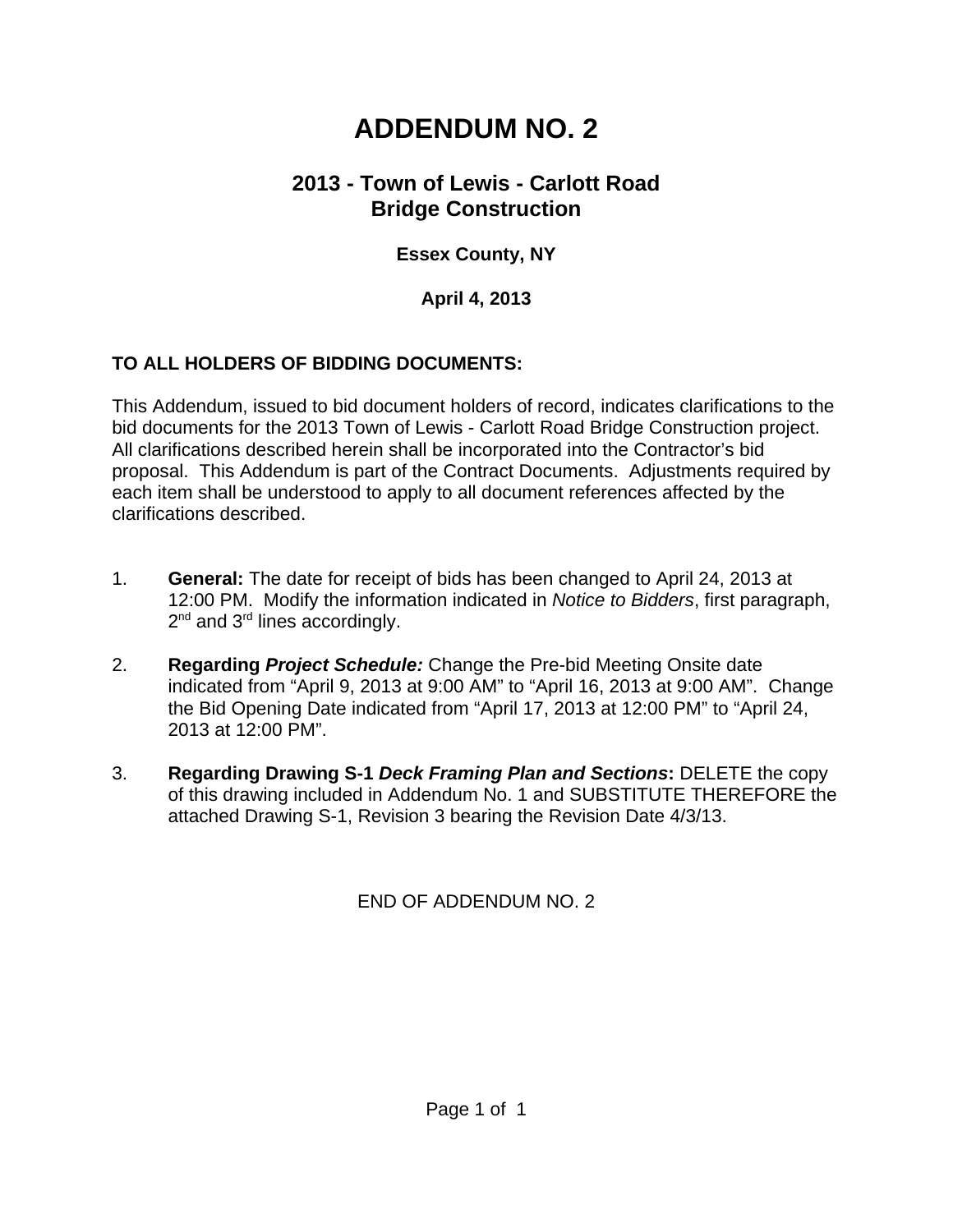# ADDENDUM NO. 2

## 2013 - Town of Lewis - Carlott Road Bridge Construction

### Essex County, NY

### April 4, 2013

**TO ALL HOLDERS OF BIDDING DOCUMENTS:**

This Addendum, issued to bid document holders of record, indicates clarifications to the bid documents for the 2013 Town of Lewis - Carlott Road Bridge Construction project. All clarifications described herein shall be incorporated into the Contractor's bid proposal. This Addendum is part of the Contract Documents. Adjustments required by each item shall be understood to apply to all document references affected by the clarifications described.

1. **General:** The date for receipt of bids has been changed to April 24, 2013 at 12:00 PM. Modify the information indicated in *Notice to Bidders*, first paragraph, 2nd and 3rd lines accordingly.

2. **Regarding *Project Schedule:*** Change the Pre-bid Meeting Onsite date indicated from "April 9, 2013 at 9:00 AM" to "April 16, 2013 at 9:00 AM". Change the Bid Opening Date indicated from "April 17, 2013 at 12:00 PM" to "April 24, 2013 at 12:00 PM".

3. **Regarding Drawing S-1 *Deck Framing Plan and Sections*:** DELETE the copy of this drawing included in Addendum No. 1 and SUBSTITUTE THEREFORE the attached Drawing S-1, Revision 3 bearing the Revision Date 4/3/13.

END OF ADDENDUM NO. 2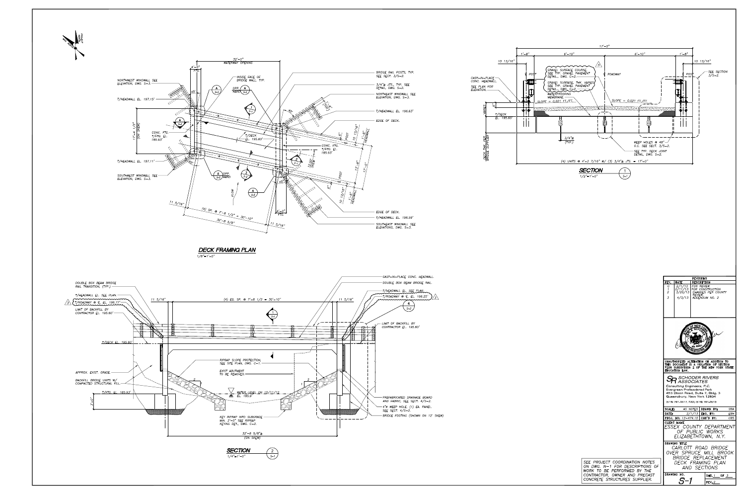## DECK FRAMING PLAN

1/8"=1'-0"

32'-0" WATERWAY OPENING

4'-0" FTG.

NORTHWEST WINGWALL SEE ELEVATION, DWG. S-3.

T/HEADWALL EL. 197.15'

17'-4 1/2" (ON SKEW)

CONC. FTG. T/FTG. EL. 185.93'

T/HEADWALL EL. 197.11'

SOUTHWEST WINGWALL SEE ELEVATION, DWG. S-3.

INSIDE FACE OF BRIDGE WALL, TYP.

OPP. HAND

T/DECK EL. 195.60'

FLOW

11 5/16"

(4) SP. @ 7'-8 1/2" = 30'-10"

32'-8 5/8"

11 5/16"

BRIDGE RAIL POSTS, TYP. SEE SECT. 3/S-2.

3/4"± JTS., TYP. SEE DETAIL, DWG. S-2.

NORTHEAST WINGWALL SEE ELEVATION, DWG. S-3.

T/HEADWALL EL. 196.63'

EDGE OF DECK.

CONC. FTG. T/FTG. EL. 185.93'

12.00° SKEW

10 13/16"

1'-8" HEADWALL

13'-8"

17'-0"

EDGE OF DECK.

T/HEADWALL EL. 196.59'

SOUTHEAST WINGWALL SEE ELEVATIONS, DWG. S-3.

## SECTION 1/S-1

1/2"=1'-0"

17'-0"

1'-8" | 6'-10" | 6'-10" | 1'-8"

10 13/16" | 10 13/16"

℄ POST | ℄ ROADWAY | ℄ POST

CAST-IN-PLACE CONC. HEADWALL.

SEE PLAN FOR ELEVATION.

GRAVEL SURFACE COURSE. SEE TYP. GRAVEL PAVEMENT DETAIL, DWG. C-2.

GRAVEL SUBBASE, THK. VARIES. SEE TYP. GRAVEL PAVEMENT DETAIL, DWG. C-2.

WATERPROOFING MEMBRANE.

SLOPE = 0.021 FT./FT.

SLOPE = 0.021 FT./FT.

SEE SECTION 3/S-2.

VARIES

T/DECK EL. 195.60'

DECK THK. PER BRIDGE SUPPLIER

3/4"± (TYP.)

WEEP HOLES @ 48" O.C. SEE SECT. 3/S-2.

SEE TYP. DECK JOINT DETAIL, DWG. S-2.

(4) UNITS @ 4'-2 7/16" W/ (3) 3/4"± JTS. = 17'-0"

## SECTION 2/S-1

1/4"=1'-0"

DOUBLE BOX BEAM BRIDGE RAIL TRANSITION, (TYP.)

T/HEADWALL EL. SEE PLAN.

T/ROADWAY @ ℄ EL. 196.77'

LIMIT OF BACKFILL BY CONTRACTOR EL. 195.60'

T/DECK EL. 195.60'

APPROX. EXIST. GRADE.

BACKFILL BRIDGE UNITS W/ COMPACTED STRUCTURAL FILL.

T/FTG. EL. 185.93'

3'-0"

11 5/16" | (4) EQ. SP. @ 7'-8 1/2 = 30'-10" | 11 5/16"

RIPRAP SLOPE PROTECTION, SEE SITE PLAN, DWG. C-1.

EXIST ABUTMENT TO BE REMOVED.

WATER LEVEL ON 10/11/12 EL. 185.9

KEY RIPRAP INTO SUBGRADE MIN. 2'-0" SEE RIPRAP KEYING DET., DWG. C-2.

32'-8 5/8"± (ON SKEW)

CAST-IN-PLACE CONC. HEADWALL.

DOUBLE BOX BEAM BRIDGE RAIL.

T/HEADWALL EL. SEE PLAN.

T/ROADWAY @ ℄ EL. 196.25'

LIMIT OF BACKFILL BY CONTRACTOR EL. 195.60'

PREFABRICATED DRAINAGE BOARD AND FABRIC, SEE SECT. 4/S-2.

4"⌀ WEEP HOLE, (1) EA. PANEL. SEE SECT. 4/S-2.

BRIDGE FOOTING (SHOWN ON 12° SKEW)

SEE PROJECT COORDINATION NOTES ON DWG. N-1 FOR DESCRIPTIONS OF WORK TO BE PERFORMED BY THE CONTRACTOR, OWNER AND PRECAST CONCRETE STRUCTURES SUPPLIER.

### REVISIONS

| REV. | DATE | DESCRIPTION |
|---|---|---|
| 0 | 2/1/13 | FOR REVIEW |
| 1 | 2/11/13 | FOR CONSTRUCTION |
| 2 | 3/20/13 | CHANGES PER COUNTY REVIEW |
| 3 | 4/3/13 | ADDENDUM NO. 2 |

UNAUTHORIZED ALTERATION OR ADDITION TO THIS DOCUMENT IS A VIOLATION OF SECTION 7209 SUBDIVISION 2 OF THE NEW YORK STATE EDUCATION LAW.

**SCHODER RIVERS ASSOCIATES**
Consulting Engineers, P.C.
Evergreen Professional Park
453 Dixon Road, Suite 7, Bldg. 3
Queensbury, New York 12804
(518) 761-0417, FAX: (518) 761-0513

| | | | |
|---|---|---|---|
| SCALE: | AS NOTED | DRAWN BY: | SRA |
| DATE: | 2/1/13 | ENG. BY: | EBH |
| PROJ. NO: | 12-474.10 | CHK'D BY: | CBS |

CLIENT NAME: ESSEX COUNTY DEPARTMENT OF PUBLIC WORKS ELIZABETHTOWN, N.Y.

DRAWING TITLE: CARLOTT ROAD BRIDGE OVER SPRUCE MILL BROOK BRIDGE REPLACEMENT DECK FRAMING PLAN AND SECTIONS

DRAWING NO. S-1 | SHT. 1 OF 3 | REV. 2